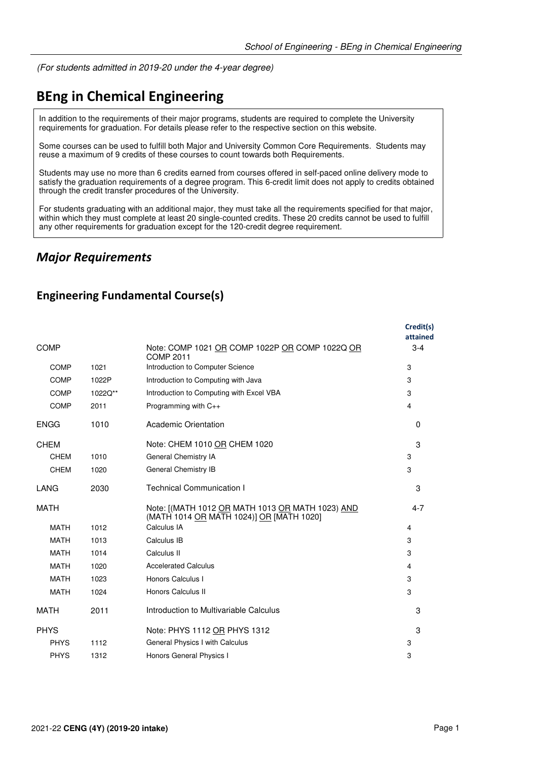*(For students admitted in 2019-20 under the 4-year degree)*

# BEng in Chemical Engineering

In addition to the requirements of their major programs, students are required to complete the University requirements for graduation. For details please refer to the respective section on this website.

Some courses can be used to fulfill both Major and University Common Core Requirements. Students may reuse a maximum of 9 credits of these courses to count towards both Requirements.

Students may use no more than 6 credits earned from courses offered in self-paced online delivery mode to satisfy the graduation requirements of a degree program. This 6-credit limit does not apply to credits obtained through the credit transfer procedures of the University.

For students graduating with an additional major, they must take all the requirements specified for that major, within which they must complete at least 20 single-counted credits. These 20 credits cannot be used to fulfill any other requirements for graduation except for the 120-credit degree requirement.

## *Major Requirements*

### Engineering Fundamental Course(s)

| | | | Credit(s) attained |
|---|---|---|---|
| COMP | | Note: COMP 1021 OR COMP 1022P OR COMP 1022Q OR COMP 2011 | 3-4 |
| COMP | 1021 | Introduction to Computer Science | 3 |
| COMP | 1022P | Introduction to Computing with Java | 3 |
| COMP | 1022Q** | Introduction to Computing with Excel VBA | 3 |
| COMP | 2011 | Programming with C++ | 4 |
| ENGG | 1010 | Academic Orientation | 0 |
| CHEM | | Note: CHEM 1010 OR CHEM 1020 | 3 |
| CHEM | 1010 | General Chemistry IA | 3 |
| CHEM | 1020 | General Chemistry IB | 3 |
| LANG | 2030 | Technical Communication I | 3 |
| MATH | | Note: [(MATH 1012 OR MATH 1013 OR MATH 1023) AND (MATH 1014 OR MATH 1024)] OR [MATH 1020] | 4-7 |
| MATH | 1012 | Calculus IA | 4 |
| MATH | 1013 | Calculus IB | 3 |
| MATH | 1014 | Calculus II | 3 |
| MATH | 1020 | Accelerated Calculus | 4 |
| MATH | 1023 | Honors Calculus I | 3 |
| MATH | 1024 | Honors Calculus II | 3 |
| MATH | 2011 | Introduction to Multivariable Calculus | 3 |
| PHYS | | Note: PHYS 1112 OR PHYS 1312 | 3 |
| PHYS | 1112 | General Physics I with Calculus | 3 |
| PHYS | 1312 | Honors General Physics I | 3 |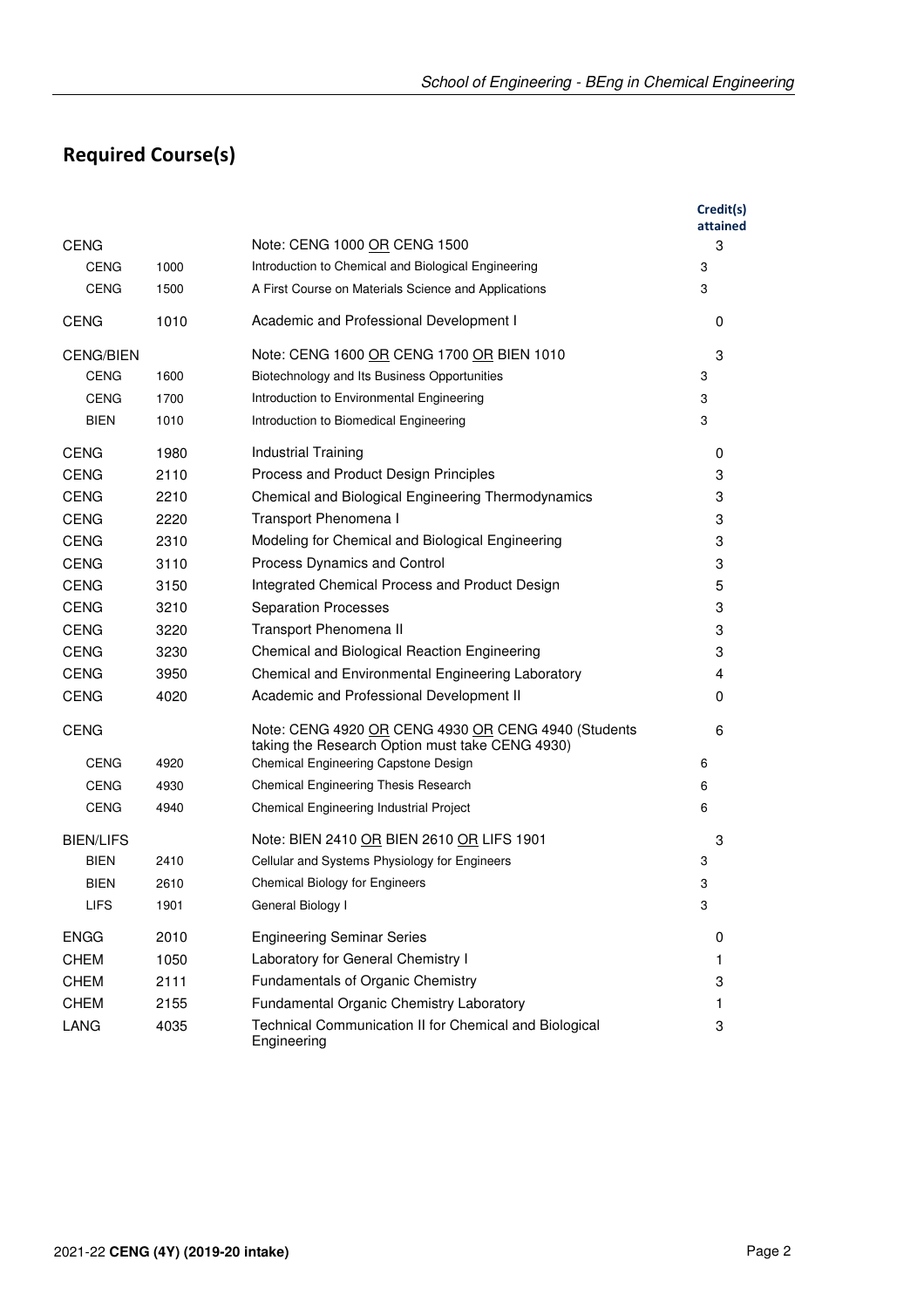## Required Course(s)

| | | | Credit(s) attained |
|---|---|---|---|
| CENG | | Note: CENG 1000 OR CENG 1500 | 3 |
| CENG | 1000 | Introduction to Chemical and Biological Engineering | 3 |
| CENG | 1500 | A First Course on Materials Science and Applications | 3 |
| CENG | 1010 | Academic and Professional Development I | 0 |
| CENG/BIEN | | Note: CENG 1600 OR CENG 1700 OR BIEN 1010 | 3 |
| CENG | 1600 | Biotechnology and Its Business Opportunities | 3 |
| CENG | 1700 | Introduction to Environmental Engineering | 3 |
| BIEN | 1010 | Introduction to Biomedical Engineering | 3 |
| CENG | 1980 | Industrial Training | 0 |
| CENG | 2110 | Process and Product Design Principles | 3 |
| CENG | 2210 | Chemical and Biological Engineering Thermodynamics | 3 |
| CENG | 2220 | Transport Phenomena I | 3 |
| CENG | 2310 | Modeling for Chemical and Biological Engineering | 3 |
| CENG | 3110 | Process Dynamics and Control | 3 |
| CENG | 3150 | Integrated Chemical Process and Product Design | 5 |
| CENG | 3210 | Separation Processes | 3 |
| CENG | 3220 | Transport Phenomena II | 3 |
| CENG | 3230 | Chemical and Biological Reaction Engineering | 3 |
| CENG | 3950 | Chemical and Environmental Engineering Laboratory | 4 |
| CENG | 4020 | Academic and Professional Development II | 0 |
| CENG | | Note: CENG 4920 OR CENG 4930 OR CENG 4940 (Students taking the Research Option must take CENG 4930) | 6 |
| CENG | 4920 | Chemical Engineering Capstone Design | 6 |
| CENG | 4930 | Chemical Engineering Thesis Research | 6 |
| CENG | 4940 | Chemical Engineering Industrial Project | 6 |
| BIEN/LIFS | | Note: BIEN 2410 OR BIEN 2610 OR LIFS 1901 | 3 |
| BIEN | 2410 | Cellular and Systems Physiology for Engineers | 3 |
| BIEN | 2610 | Chemical Biology for Engineers | 3 |
| LIFS | 1901 | General Biology I | 3 |
| ENGG | 2010 | Engineering Seminar Series | 0 |
| CHEM | 1050 | Laboratory for General Chemistry I | 1 |
| CHEM | 2111 | Fundamentals of Organic Chemistry | 3 |
| CHEM | 2155 | Fundamental Organic Chemistry Laboratory | 1 |
| LANG | 4035 | Technical Communication II for Chemical and Biological Engineering | 3 |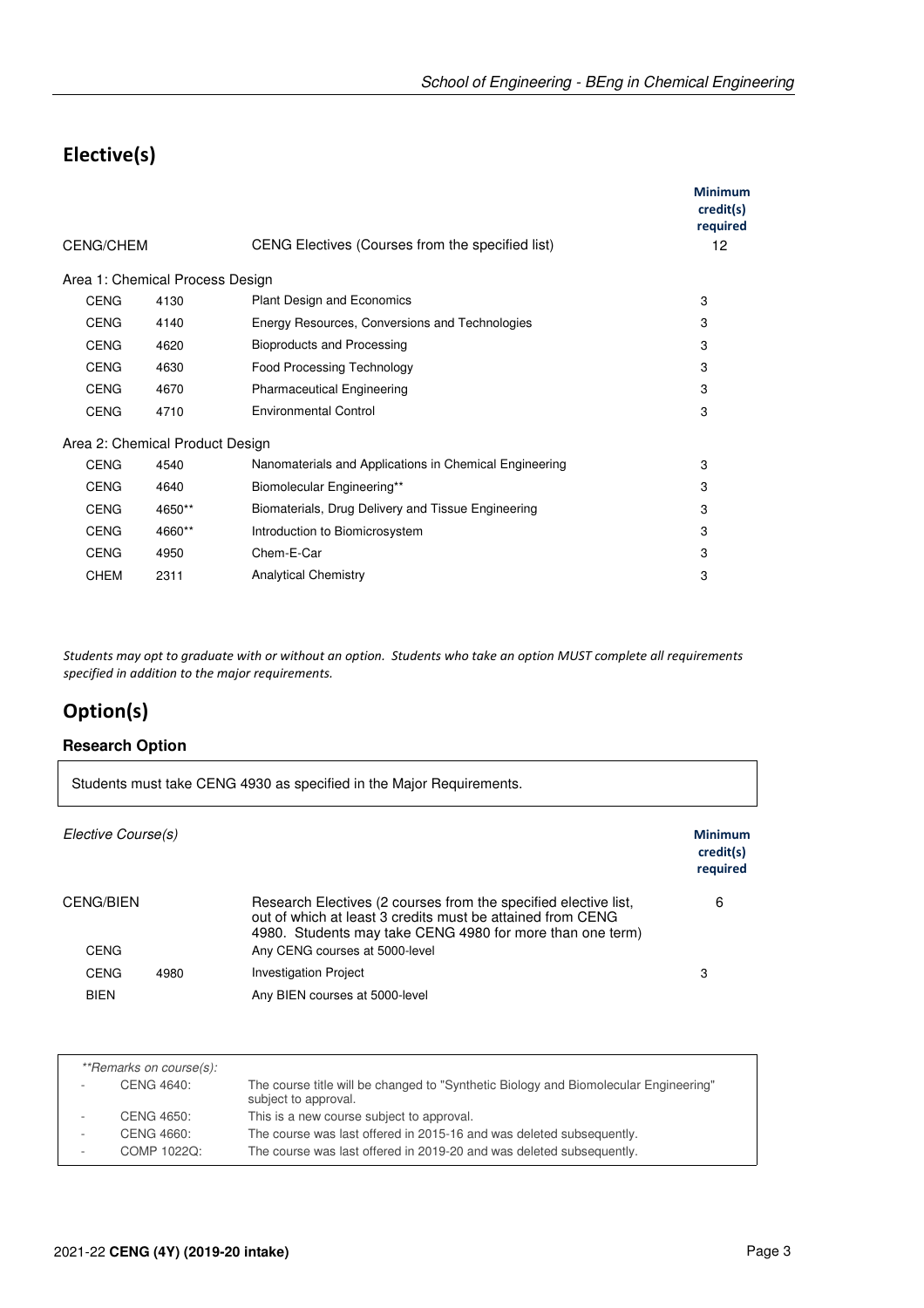## Elective(s)

| | | | Minimum credit(s) required |
|---|---|---|---|
| CENG/CHEM | | CENG Electives (Courses from the specified list) | 12 |
| Area 1: Chemical Process Design | | | |
| CENG | 4130 | Plant Design and Economics | 3 |
| CENG | 4140 | Energy Resources, Conversions and Technologies | 3 |
| CENG | 4620 | Bioproducts and Processing | 3 |
| CENG | 4630 | Food Processing Technology | 3 |
| CENG | 4670 | Pharmaceutical Engineering | 3 |
| CENG | 4710 | Environmental Control | 3 |
| Area 2: Chemical Product Design | | | |
| CENG | 4540 | Nanomaterials and Applications in Chemical Engineering | 3 |
| CENG | 4640 | Biomolecular Engineering** | 3 |
| CENG | 4650** | Biomaterials, Drug Delivery and Tissue Engineering | 3 |
| CENG | 4660** | Introduction to Biomicrosystem | 3 |
| CENG | 4950 | Chem-E-Car | 3 |
| CHEM | 2311 | Analytical Chemistry | 3 |

*Students may opt to graduate with or without an option. Students who take an option MUST complete all requirements specified in addition to the major requirements.*

## Option(s)

### Research Option

Students must take CENG 4930 as specified in the Major Requirements.

| *Elective Course(s)* | | | Minimum credit(s) required |
|---|---|---|---|
| CENG/BIEN | | Research Electives (2 courses from the specified elective list, out of which at least 3 credits must be attained from CENG 4980. Students may take CENG 4980 for more than one term) | 6 |
| CENG | | Any CENG courses at 5000-level | |
| CENG | 4980 | Investigation Project | 3 |
| BIEN | | Any BIEN courses at 5000-level | |

*\*\*Remarks on course(s):*

- CENG 4640: The course title will be changed to "Synthetic Biology and Biomolecular Engineering" subject to approval.
- CENG 4650: This is a new course subject to approval.
- CENG 4660: The course was last offered in 2015-16 and was deleted subsequently.
- COMP 1022Q: The course was last offered in 2019-20 and was deleted subsequently.